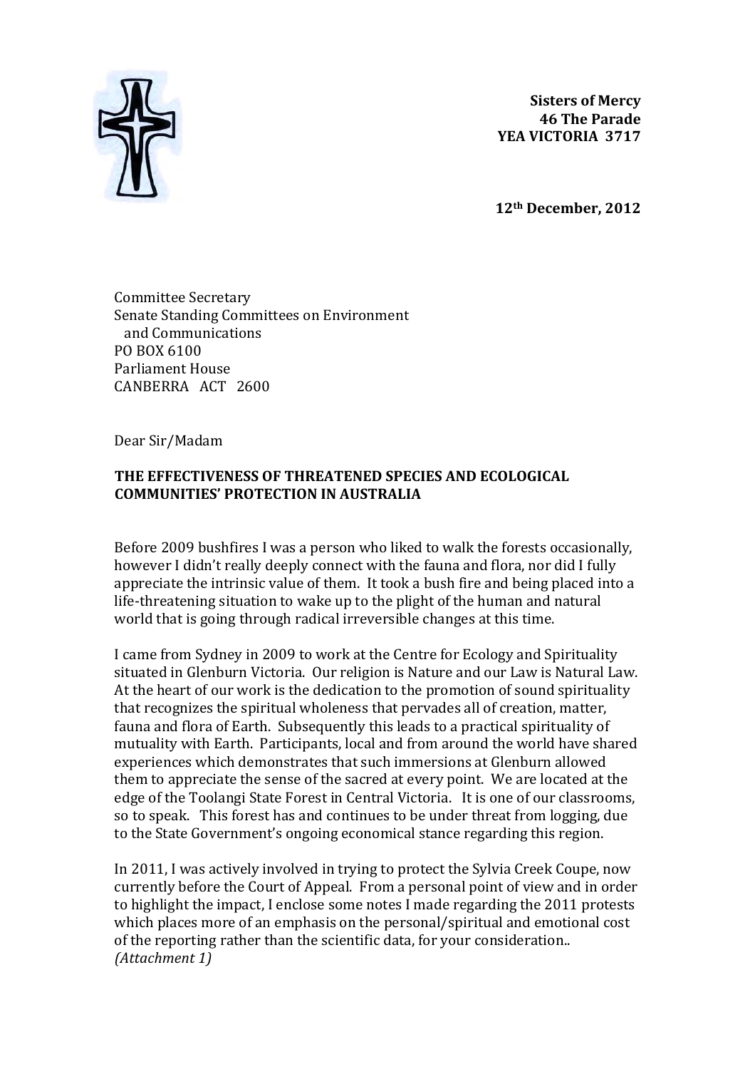**Sisters of Mercy**
**46 The Parade**
**YEA VICTORIA 3717**

**12th December, 2012**

Committee Secretary
Senate Standing Committees on Environment
and Communications
PO BOX 6100
Parliament House
CANBERRA ACT 2600

Dear Sir/Madam

**THE EFFECTIVENESS OF THREATENED SPECIES AND ECOLOGICAL COMMUNITIES' PROTECTION IN AUSTRALIA**

Before 2009 bushfires I was a person who liked to walk the forests occasionally, however I didn't really deeply connect with the fauna and flora, nor did I fully appreciate the intrinsic value of them. It took a bush fire and being placed into a life-threatening situation to wake up to the plight of the human and natural world that is going through radical irreversible changes at this time.

I came from Sydney in 2009 to work at the Centre for Ecology and Spirituality situated in Glenburn Victoria. Our religion is Nature and our Law is Natural Law. At the heart of our work is the dedication to the promotion of sound spirituality that recognizes the spiritual wholeness that pervades all of creation, matter, fauna and flora of Earth. Subsequently this leads to a practical spirituality of mutuality with Earth. Participants, local and from around the world have shared experiences which demonstrates that such immersions at Glenburn allowed them to appreciate the sense of the sacred at every point. We are located at the edge of the Toolangi State Forest in Central Victoria. It is one of our classrooms, so to speak. This forest has and continues to be under threat from logging, due to the State Government's ongoing economical stance regarding this region.

In 2011, I was actively involved in trying to protect the Sylvia Creek Coupe, now currently before the Court of Appeal. From a personal point of view and in order to highlight the impact, I enclose some notes I made regarding the 2011 protests which places more of an emphasis on the personal/spiritual and emotional cost of the reporting rather than the scientific data, for your consideration..
*(Attachment 1)*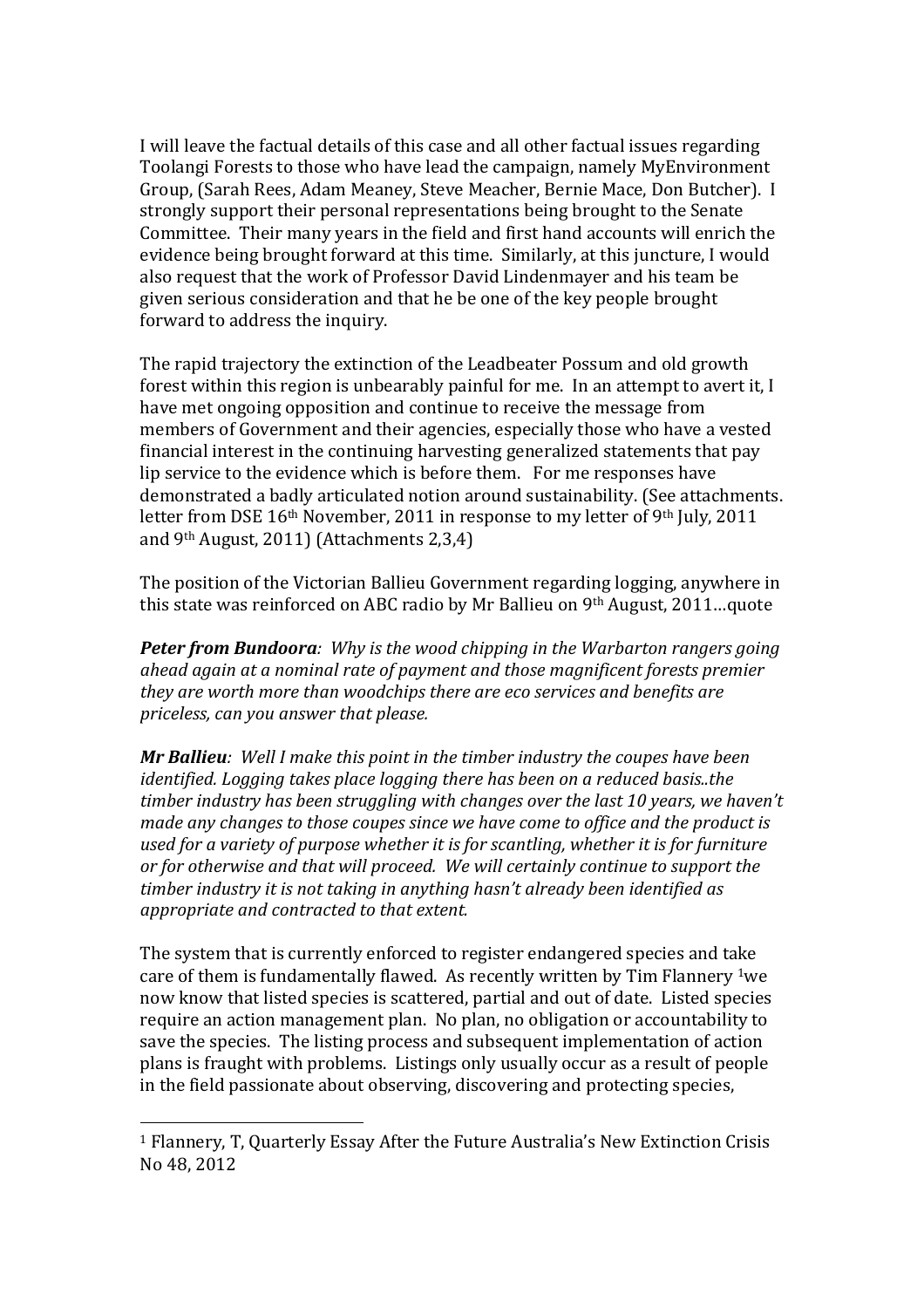I will leave the factual details of this case and all other factual issues regarding Toolangi Forests to those who have lead the campaign, namely MyEnvironment Group, (Sarah Rees, Adam Meaney, Steve Meacher, Bernie Mace, Don Butcher). I strongly support their personal representations being brought to the Senate Committee. Their many years in the field and first hand accounts will enrich the evidence being brought forward at this time. Similarly, at this juncture, I would also request that the work of Professor David Lindenmayer and his team be given serious consideration and that he be one of the key people brought forward to address the inquiry.

The rapid trajectory the extinction of the Leadbeater Possum and old growth forest within this region is unbearably painful for me. In an attempt to avert it, I have met ongoing opposition and continue to receive the message from members of Government and their agencies, especially those who have a vested financial interest in the continuing harvesting generalized statements that pay lip service to the evidence which is before them. For me responses have demonstrated a badly articulated notion around sustainability. (See attachments. letter from DSE 16th November, 2011 in response to my letter of 9th July, 2011 and 9th August, 2011) (Attachments 2,3,4)

The position of the Victorian Ballieu Government regarding logging, anywhere in this state was reinforced on ABC radio by Mr Ballieu on 9th August, 2011…quote

***Peter from Bundoora****: Why is the wood chipping in the Warbarton rangers going ahead again at a nominal rate of payment and those magnificent forests premier they are worth more than woodchips there are eco services and benefits are priceless, can you answer that please.*

***Mr Ballieu****: Well I make this point in the timber industry the coupes have been identified. Logging takes place logging there has been on a reduced basis..the timber industry has been struggling with changes over the last 10 years, we haven't made any changes to those coupes since we have come to office and the product is used for a variety of purpose whether it is for scantling, whether it is for furniture or for otherwise and that will proceed. We will certainly continue to support the timber industry it is not taking in anything hasn't already been identified as appropriate and contracted to that extent.*

The system that is currently enforced to register endangered species and take care of them is fundamentally flawed. As recently written by Tim Flannery [1]we now know that listed species is scattered, partial and out of date. Listed species require an action management plan. No plan, no obligation or accountability to save the species. The listing process and subsequent implementation of action plans is fraught with problems. Listings only usually occur as a result of people in the field passionate about observing, discovering and protecting species,

---

[1] Flannery, T, Quarterly Essay After the Future Australia's New Extinction Crisis No 48, 2012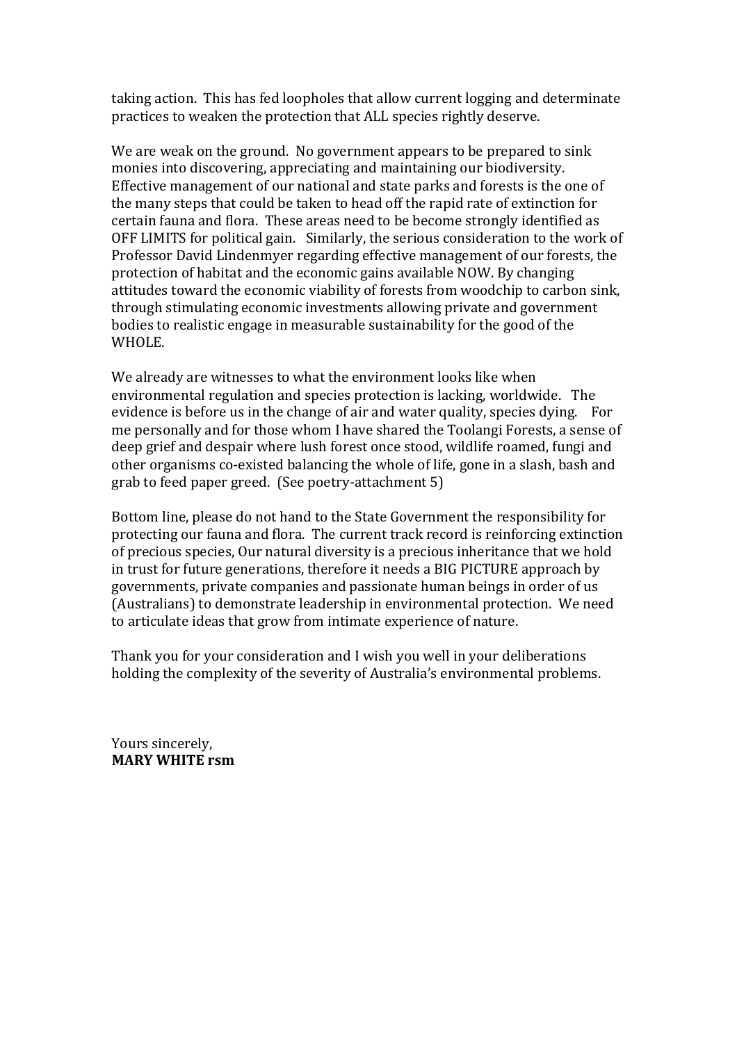taking action. This has fed loopholes that allow current logging and determinate practices to weaken the protection that ALL species rightly deserve.

We are weak on the ground. No government appears to be prepared to sink monies into discovering, appreciating and maintaining our biodiversity. Effective management of our national and state parks and forests is the one of the many steps that could be taken to head off the rapid rate of extinction for certain fauna and flora. These areas need to be become strongly identified as OFF LIMITS for political gain. Similarly, the serious consideration to the work of Professor David Lindenmyer regarding effective management of our forests, the protection of habitat and the economic gains available NOW. By changing attitudes toward the economic viability of forests from woodchip to carbon sink, through stimulating economic investments allowing private and government bodies to realistic engage in measurable sustainability for the good of the WHOLE.

We already are witnesses to what the environment looks like when environmental regulation and species protection is lacking, worldwide. The evidence is before us in the change of air and water quality, species dying. For me personally and for those whom I have shared the Toolangi Forests, a sense of deep grief and despair where lush forest once stood, wildlife roamed, fungi and other organisms co-existed balancing the whole of life, gone in a slash, bash and grab to feed paper greed. (See poetry-attachment 5)

Bottom line, please do not hand to the State Government the responsibility for protecting our fauna and flora. The current track record is reinforcing extinction of precious species, Our natural diversity is a precious inheritance that we hold in trust for future generations, therefore it needs a BIG PICTURE approach by governments, private companies and passionate human beings in order of us (Australians) to demonstrate leadership in environmental protection. We need to articulate ideas that grow from intimate experience of nature.

Thank you for your consideration and I wish you well in your deliberations holding the complexity of the severity of Australia's environmental problems.

Yours sincerely,
**MARY WHITE rsm**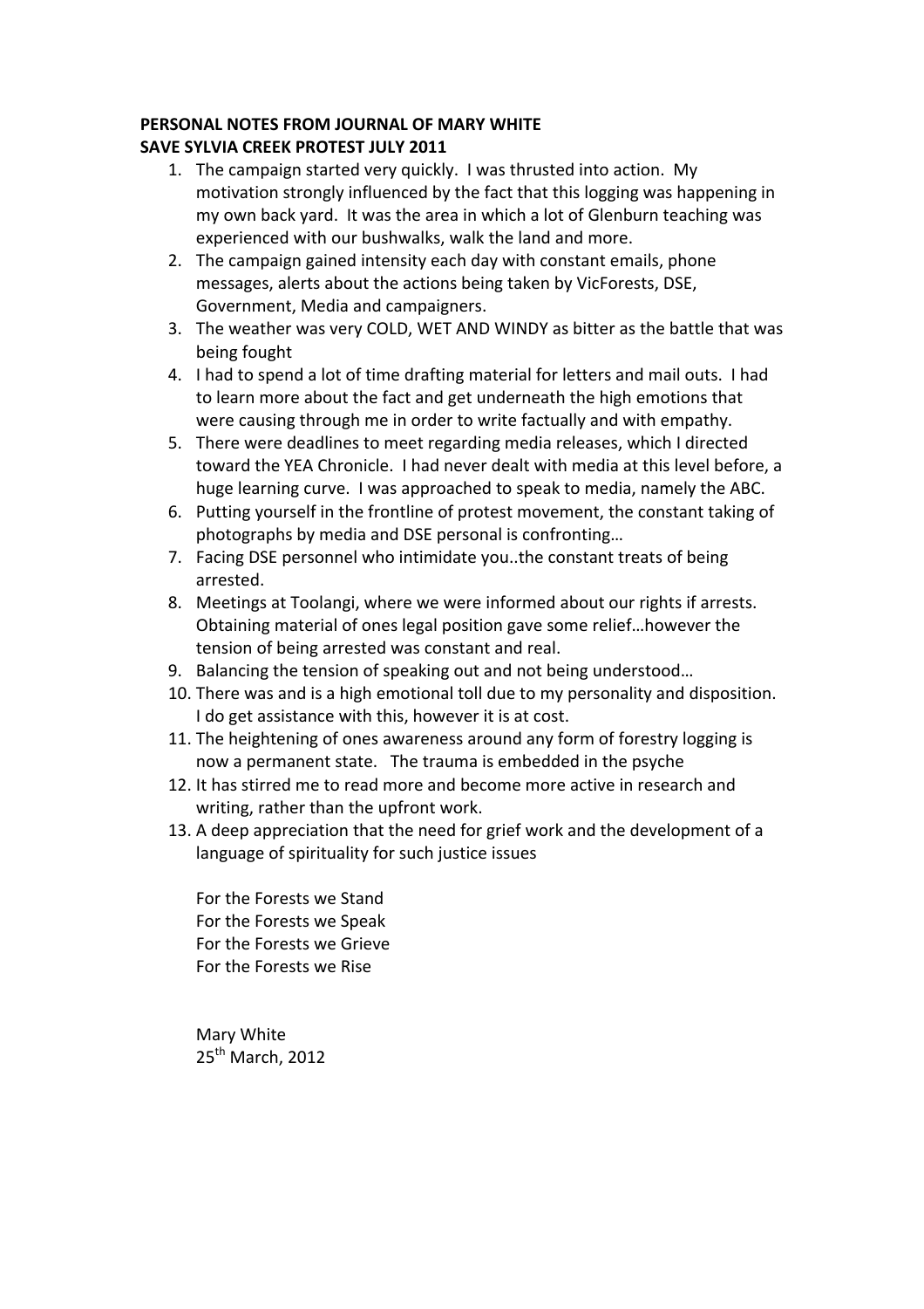**PERSONAL NOTES FROM JOURNAL OF MARY WHITE**
**SAVE SYLVIA CREEK PROTEST JULY 2011**

1. The campaign started very quickly. I was thrusted into action. My motivation strongly influenced by the fact that this logging was happening in my own back yard. It was the area in which a lot of Glenburn teaching was experienced with our bushwalks, walk the land and more.
2. The campaign gained intensity each day with constant emails, phone messages, alerts about the actions being taken by VicForests, DSE, Government, Media and campaigners.
3. The weather was very COLD, WET AND WINDY as bitter as the battle that was being fought
4. I had to spend a lot of time drafting material for letters and mail outs. I had to learn more about the fact and get underneath the high emotions that were causing through me in order to write factually and with empathy.
5. There were deadlines to meet regarding media releases, which I directed toward the YEA Chronicle. I had never dealt with media at this level before, a huge learning curve. I was approached to speak to media, namely the ABC.
6. Putting yourself in the frontline of protest movement, the constant taking of photographs by media and DSE personal is confronting…
7. Facing DSE personnel who intimidate you..the constant treats of being arrested.
8. Meetings at Toolangi, where we were informed about our rights if arrests. Obtaining material of ones legal position gave some relief…however the tension of being arrested was constant and real.
9. Balancing the tension of speaking out and not being understood…
10. There was and is a high emotional toll due to my personality and disposition. I do get assistance with this, however it is at cost.
11. The heightening of ones awareness around any form of forestry logging is now a permanent state. The trauma is embedded in the psyche
12. It has stirred me to read more and become more active in research and writing, rather than the upfront work.
13. A deep appreciation that the need for grief work and the development of a language of spirituality for such justice issues

For the Forests we Stand
For the Forests we Speak
For the Forests we Grieve
For the Forests we Rise

Mary White
25th March, 2012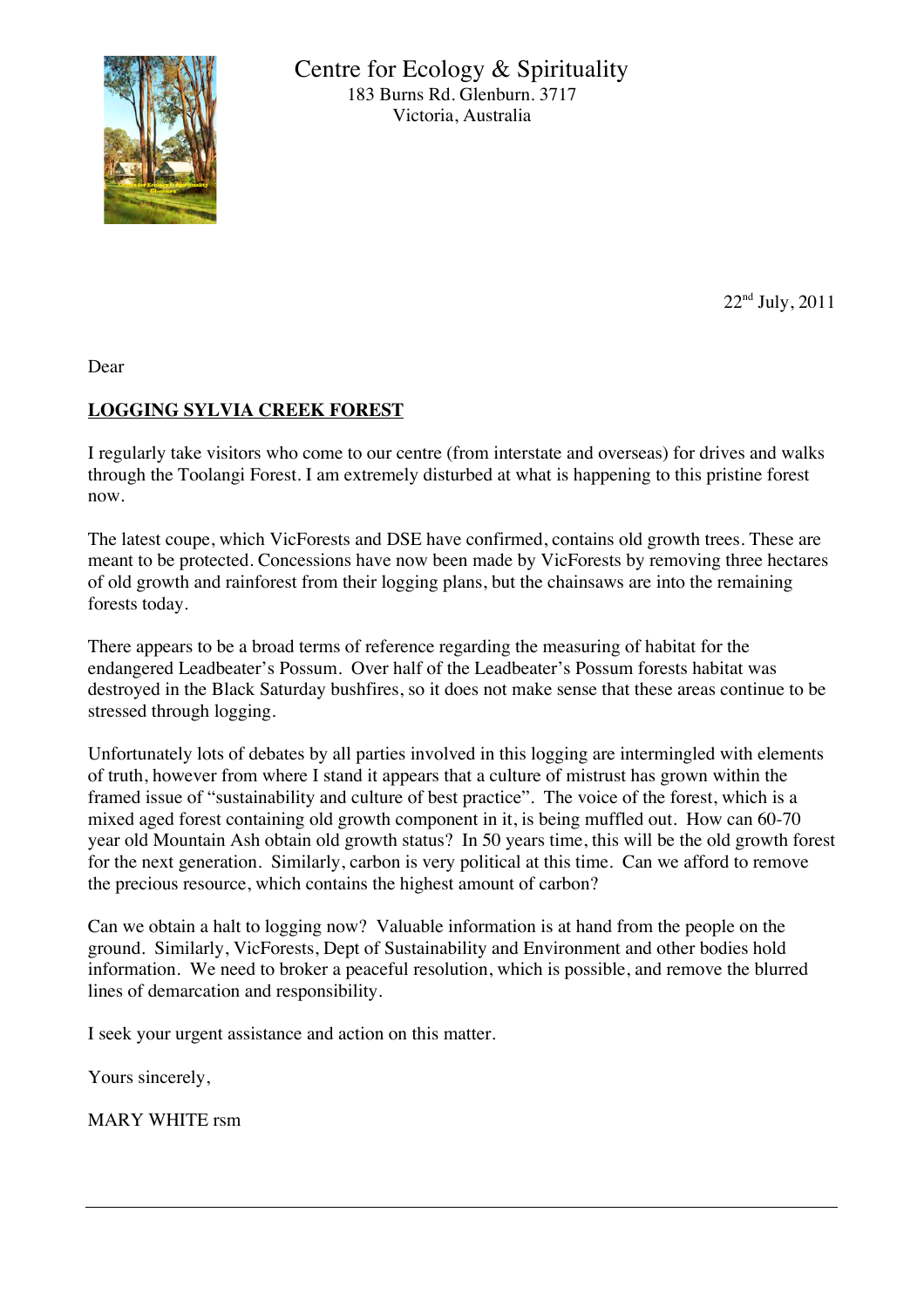Centre for Ecology & Spirituality
183 Burns Rd. Glenburn. 3717
Victoria, Australia

22nd July, 2011

Dear

**LOGGING SYLVIA CREEK FOREST**

I regularly take visitors who come to our centre (from interstate and overseas) for drives and walks through the Toolangi Forest. I am extremely disturbed at what is happening to this pristine forest now.

The latest coupe, which VicForests and DSE have confirmed, contains old growth trees. These are meant to be protected. Concessions have now been made by VicForests by removing three hectares of old growth and rainforest from their logging plans, but the chainsaws are into the remaining forests today.

There appears to be a broad terms of reference regarding the measuring of habitat for the endangered Leadbeater's Possum. Over half of the Leadbeater's Possum forests habitat was destroyed in the Black Saturday bushfires, so it does not make sense that these areas continue to be stressed through logging.

Unfortunately lots of debates by all parties involved in this logging are intermingled with elements of truth, however from where I stand it appears that a culture of mistrust has grown within the framed issue of "sustainability and culture of best practice". The voice of the forest, which is a mixed aged forest containing old growth component in it, is being muffled out. How can 60-70 year old Mountain Ash obtain old growth status? In 50 years time, this will be the old growth forest for the next generation. Similarly, carbon is very political at this time. Can we afford to remove the precious resource, which contains the highest amount of carbon?

Can we obtain a halt to logging now? Valuable information is at hand from the people on the ground. Similarly, VicForests, Dept of Sustainability and Environment and other bodies hold information. We need to broker a peaceful resolution, which is possible, and remove the blurred lines of demarcation and responsibility.

I seek your urgent assistance and action on this matter.

Yours sincerely,

MARY WHITE rsm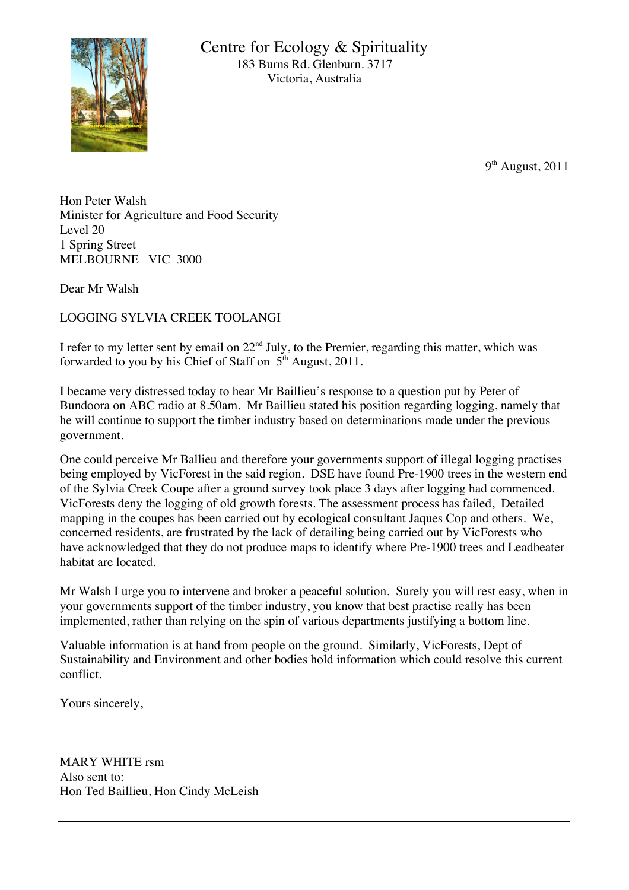# Centre for Ecology & Spirituality

183 Burns Rd. Glenburn. 3717
Victoria, Australia

9th August, 2011

Hon Peter Walsh
Minister for Agriculture and Food Security
Level 20
1 Spring Street
MELBOURNE VIC 3000

Dear Mr Walsh

LOGGING SYLVIA CREEK TOOLANGI

I refer to my letter sent by email on 22nd July, to the Premier, regarding this matter, which was forwarded to you by his Chief of Staff on 5th August, 2011.

I became very distressed today to hear Mr Baillieu's response to a question put by Peter of Bundoora on ABC radio at 8.50am. Mr Baillieu stated his position regarding logging, namely that he will continue to support the timber industry based on determinations made under the previous government.

One could perceive Mr Ballieu and therefore your governments support of illegal logging practises being employed by VicForest in the said region. DSE have found Pre-1900 trees in the western end of the Sylvia Creek Coupe after a ground survey took place 3 days after logging had commenced. VicForests deny the logging of old growth forests. The assessment process has failed, Detailed mapping in the coupes has been carried out by ecological consultant Jaques Cop and others. We, concerned residents, are frustrated by the lack of detailing being carried out by VicForests who have acknowledged that they do not produce maps to identify where Pre-1900 trees and Leadbeater habitat are located.

Mr Walsh I urge you to intervene and broker a peaceful solution. Surely you will rest easy, when in your governments support of the timber industry, you know that best practise really has been implemented, rather than relying on the spin of various departments justifying a bottom line.

Valuable information is at hand from people on the ground. Similarly, VicForests, Dept of Sustainability and Environment and other bodies hold information which could resolve this current conflict.

Yours sincerely,

MARY WHITE rsm
Also sent to:
Hon Ted Baillieu, Hon Cindy McLeish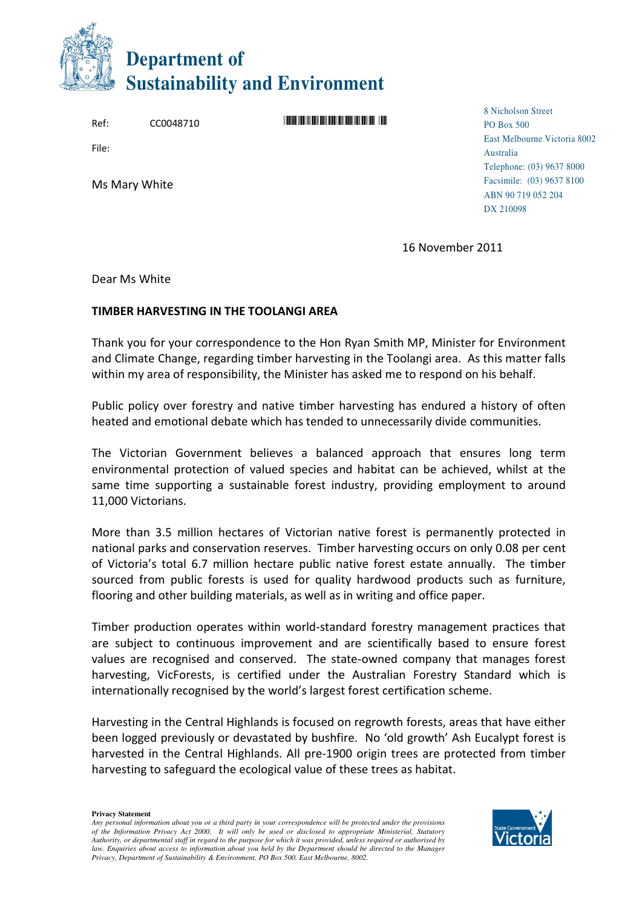# Department of Sustainability and Environment

Ref: CC0048710

File:

Ms Mary White

8 Nicholson Street
PO Box 500
East Melbourne Victoria 8002
Australia
Telephone: (03) 9637 8000
Facsimile: (03) 9637 8100
ABN 90 719 052 204
DX 210098

16 November 2011

Dear Ms White

**TIMBER HARVESTING IN THE TOOLANGI AREA**

Thank you for your correspondence to the Hon Ryan Smith MP, Minister for Environment and Climate Change, regarding timber harvesting in the Toolangi area. As this matter falls within my area of responsibility, the Minister has asked me to respond on his behalf.

Public policy over forestry and native timber harvesting has endured a history of often heated and emotional debate which has tended to unnecessarily divide communities.

The Victorian Government believes a balanced approach that ensures long term environmental protection of valued species and habitat can be achieved, whilst at the same time supporting a sustainable forest industry, providing employment to around 11,000 Victorians.

More than 3.5 million hectares of Victorian native forest is permanently protected in national parks and conservation reserves. Timber harvesting occurs on only 0.08 per cent of Victoria's total 6.7 million hectare public native forest estate annually. The timber sourced from public forests is used for quality hardwood products such as furniture, flooring and other building materials, as well as in writing and office paper.

Timber production operates within world-standard forestry management practices that are subject to continuous improvement and are scientifically based to ensure forest values are recognised and conserved. The state-owned company that manages forest harvesting, VicForests, is certified under the Australian Forestry Standard which is internationally recognised by the world's largest forest certification scheme.

Harvesting in the Central Highlands is focused on regrowth forests, areas that have either been logged previously or devastated by bushfire. No 'old growth' Ash Eucalypt forest is harvested in the Central Highlands. All pre-1900 origin trees are protected from timber harvesting to safeguard the ecological value of these trees as habitat.

**Privacy Statement**
*Any personal information about you or a third party in your correspondence will be protected under the provisions of the Information Privacy Act 2000. It will only be used or disclosed to appropriate Ministerial, Statutory Authority, or departmental staff in regard to the purpose for which it was provided, unless required or authorised by law. Enquiries about access to information about you held by the Department should be directed to the Manager Privacy, Department of Sustainability & Environment, PO Box 500, East Melbourne, 8002.*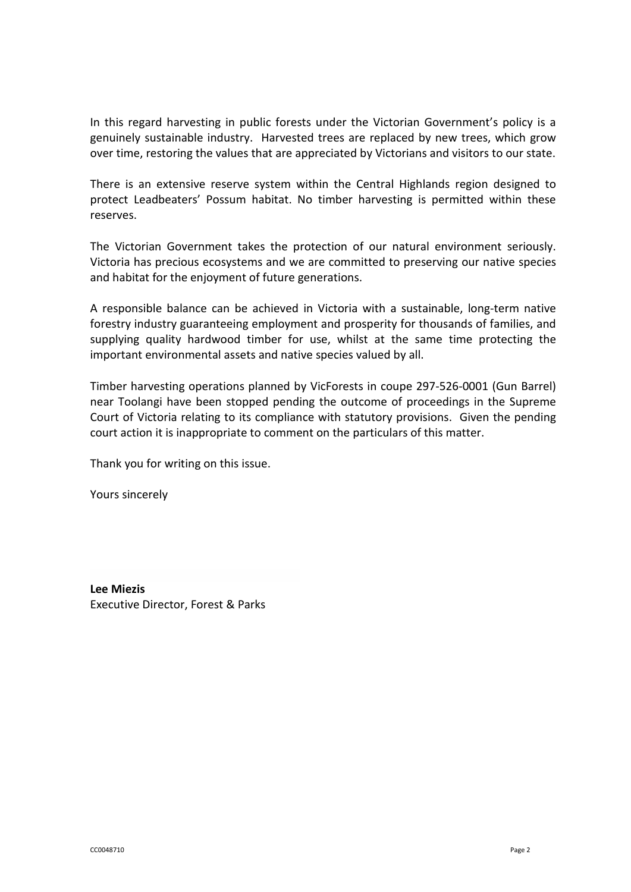In this regard harvesting in public forests under the Victorian Government's policy is a genuinely sustainable industry. Harvested trees are replaced by new trees, which grow over time, restoring the values that are appreciated by Victorians and visitors to our state.

There is an extensive reserve system within the Central Highlands region designed to protect Leadbeaters' Possum habitat. No timber harvesting is permitted within these reserves.

The Victorian Government takes the protection of our natural environment seriously. Victoria has precious ecosystems and we are committed to preserving our native species and habitat for the enjoyment of future generations.

A responsible balance can be achieved in Victoria with a sustainable, long-term native forestry industry guaranteeing employment and prosperity for thousands of families, and supplying quality hardwood timber for use, whilst at the same time protecting the important environmental assets and native species valued by all.

Timber harvesting operations planned by VicForests in coupe 297-526-0001 (Gun Barrel) near Toolangi have been stopped pending the outcome of proceedings in the Supreme Court of Victoria relating to its compliance with statutory provisions. Given the pending court action it is inappropriate to comment on the particulars of this matter.

Thank you for writing on this issue.

Yours sincerely

**Lee Miezis**
Executive Director, Forest & Parks

CC0048710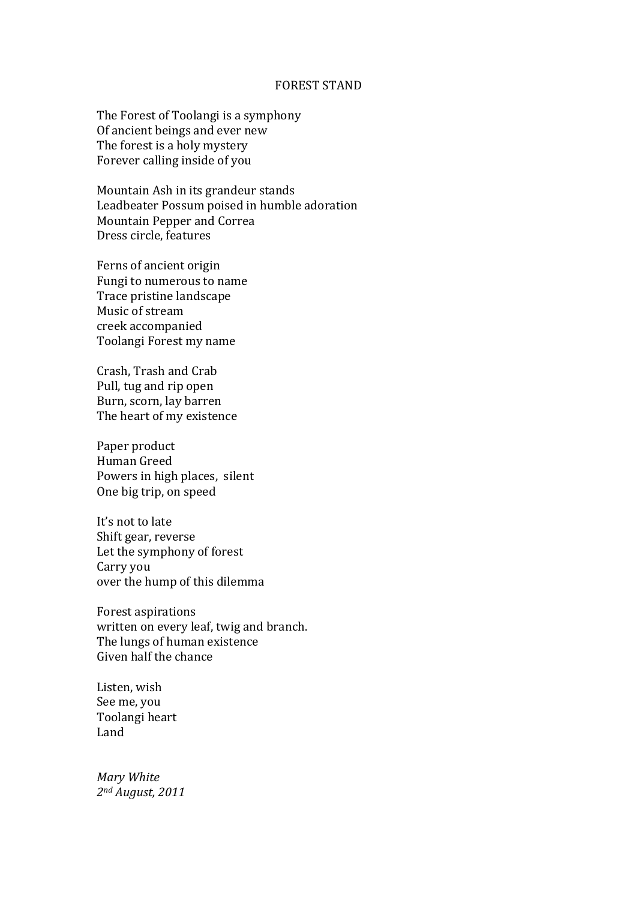# FOREST STAND

The Forest of Toolangi is a symphony
Of ancient beings and ever new
The forest is a holy mystery
Forever calling inside of you

Mountain Ash in its grandeur stands
Leadbeater Possum poised in humble adoration
Mountain Pepper and Correa
Dress circle, features

Ferns of ancient origin
Fungi to numerous to name
Trace pristine landscape
Music of stream
creek accompanied
Toolangi Forest my name

Crash, Trash and Crab
Pull, tug and rip open
Burn, scorn, lay barren
The heart of my existence

Paper product
Human Greed
Powers in high places,  silent
One big trip, on speed

It's not to late
Shift gear, reverse
Let the symphony of forest
Carry you
over the hump of this dilemma

Forest aspirations
written on every leaf, twig and branch.
The lungs of human existence
Given half the chance

Listen, wish
See me, you
Toolangi heart
Land

*Mary White*
*2nd August, 2011*